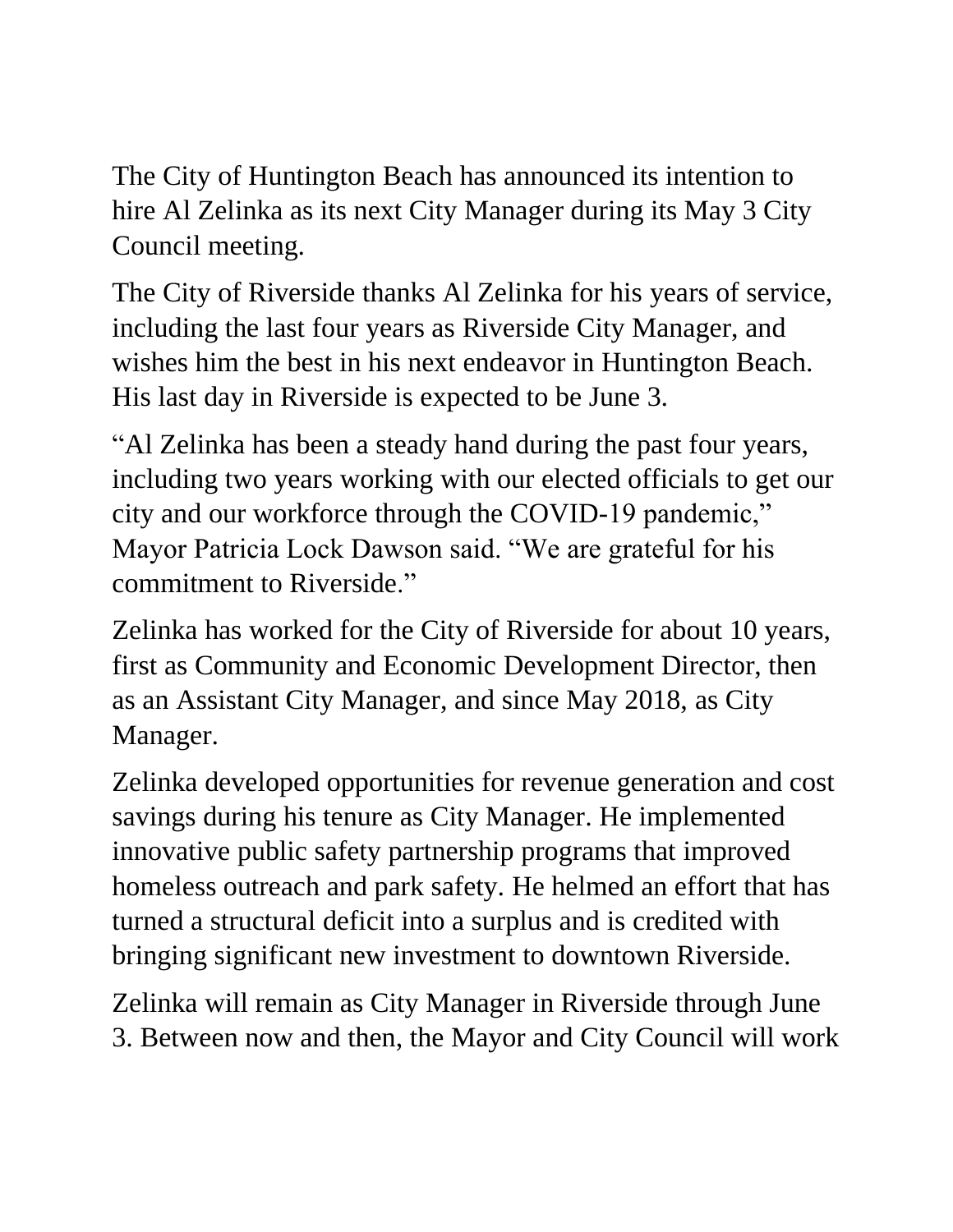The City of Huntington Beach has announced its intention to hire Al Zelinka as its next City Manager during its May 3 City Council meeting.

The City of Riverside thanks Al Zelinka for his years of service, including the last four years as Riverside City Manager, and wishes him the best in his next endeavor in Huntington Beach. His last day in Riverside is expected to be June 3.

"Al Zelinka has been a steady hand during the past four years, including two years working with our elected officials to get our city and our workforce through the COVID-19 pandemic," Mayor Patricia Lock Dawson said. "We are grateful for his commitment to Riverside."

Zelinka has worked for the City of Riverside for about 10 years, first as Community and Economic Development Director, then as an Assistant City Manager, and since May 2018, as City Manager.

Zelinka developed opportunities for revenue generation and cost savings during his tenure as City Manager. He implemented innovative public safety partnership programs that improved homeless outreach and park safety. He helmed an effort that has turned a structural deficit into a surplus and is credited with bringing significant new investment to downtown Riverside.

Zelinka will remain as City Manager in Riverside through June 3. Between now and then, the Mayor and City Council will work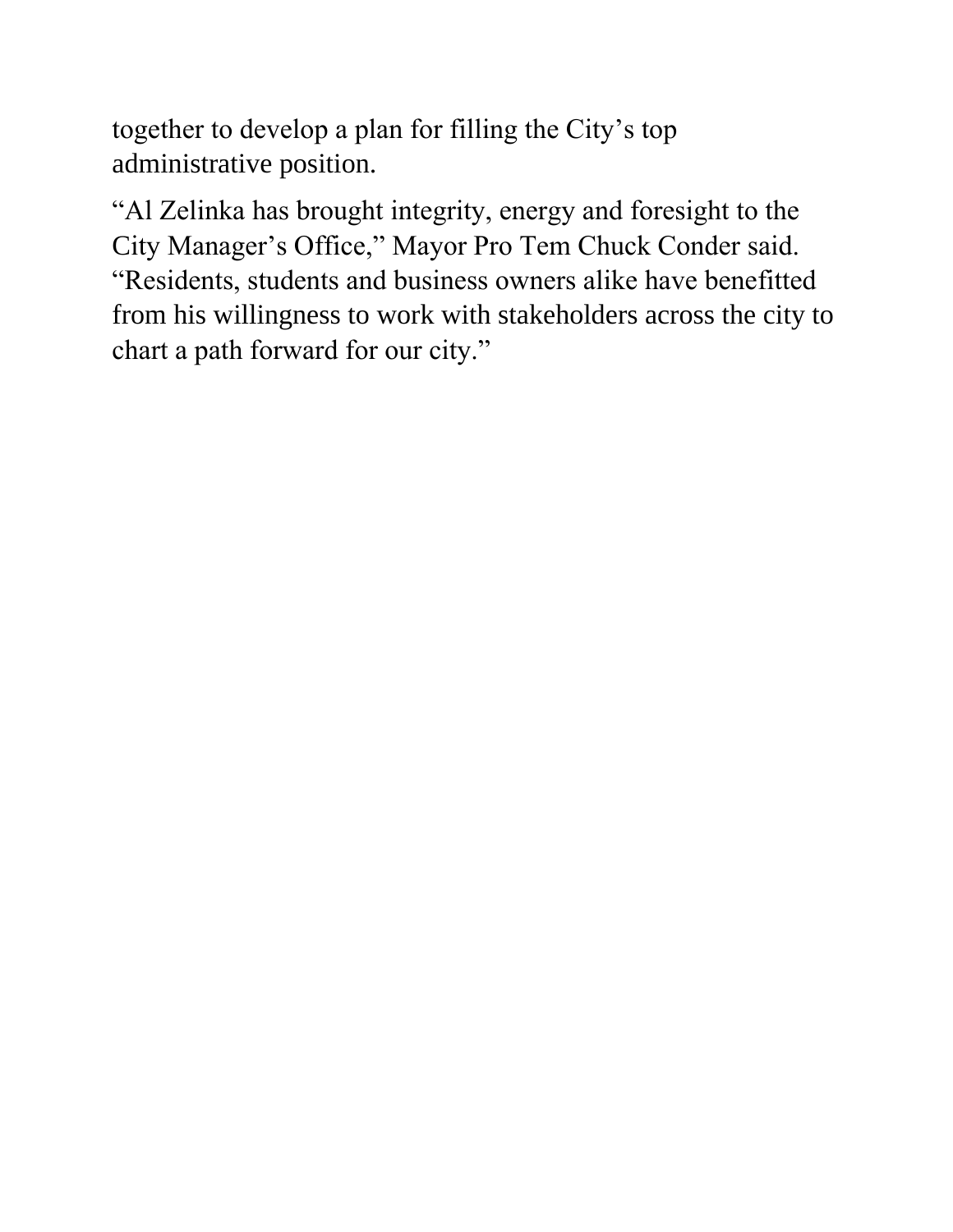together to develop a plan for filling the City's top administrative position.

"Al Zelinka has brought integrity, energy and foresight to the City Manager's Office," Mayor Pro Tem Chuck Conder said. "Residents, students and business owners alike have benefitted from his willingness to work with stakeholders across the city to chart a path forward for our city."